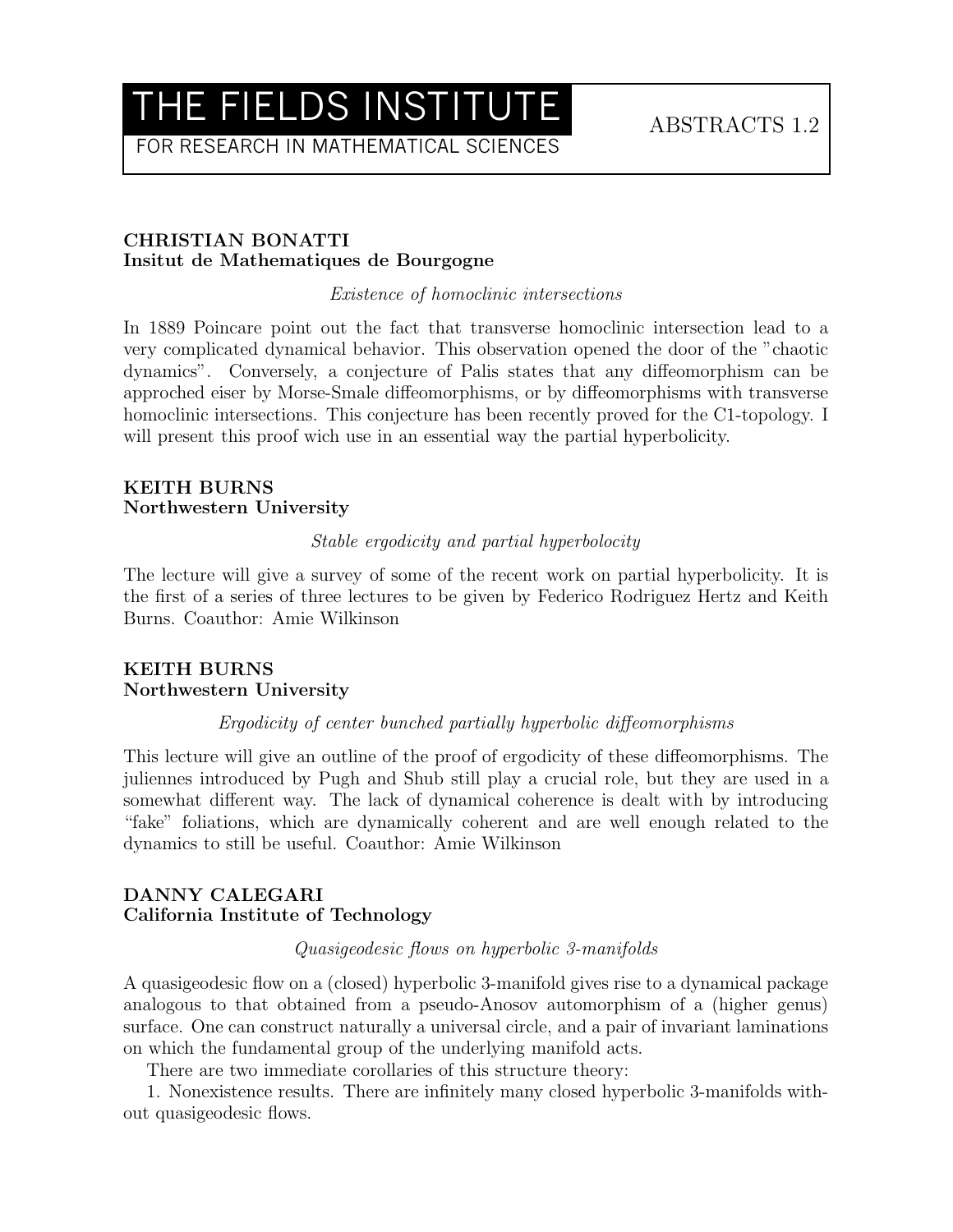# THE FIELDS INSTITUTE

FOR RESEARCH IN MATHEMATICAL SCIENCES

ABSTRACTS 1.2

**CHRISTIAN BONATTI**
**Insitut de Mathematiques de Bourgogne**

*Existence of homoclinic intersections*

In 1889 Poincare point out the fact that transverse homoclinic intersection lead to a very complicated dynamical behavior. This observation opened the door of the "chaotic dynamics". Conversely, a conjecture of Palis states that any diffeomorphism can be approched eiser by Morse-Smale diffeomorphisms, or by diffeomorphisms with transverse homoclinic intersections. This conjecture has been recently proved for the C1-topology. I will present this proof wich use in an essential way the partial hyperbolicity.

**KEITH BURNS**
**Northwestern University**

*Stable ergodicity and partial hyperbolocity*

The lecture will give a survey of some of the recent work on partial hyperbolicity. It is the first of a series of three lectures to be given by Federico Rodriguez Hertz and Keith Burns. Coauthor: Amie Wilkinson

**KEITH BURNS**
**Northwestern University**

*Ergodicity of center bunched partially hyperbolic diffeomorphisms*

This lecture will give an outline of the proof of ergodicity of these diffeomorphisms. The juliennes introduced by Pugh and Shub still play a crucial role, but they are used in a somewhat different way. The lack of dynamical coherence is dealt with by introducing "fake" foliations, which are dynamically coherent and are well enough related to the dynamics to still be useful. Coauthor: Amie Wilkinson

**DANNY CALEGARI**
**California Institute of Technology**

*Quasigeodesic flows on hyperbolic 3-manifolds*

A quasigeodesic flow on a (closed) hyperbolic 3-manifold gives rise to a dynamical package analogous to that obtained from a pseudo-Anosov automorphism of a (higher genus) surface. One can construct naturally a universal circle, and a pair of invariant laminations on which the fundamental group of the underlying manifold acts.

There are two immediate corollaries of this structure theory:

1. Nonexistence results. There are infinitely many closed hyperbolic 3-manifolds without quasigeodesic flows.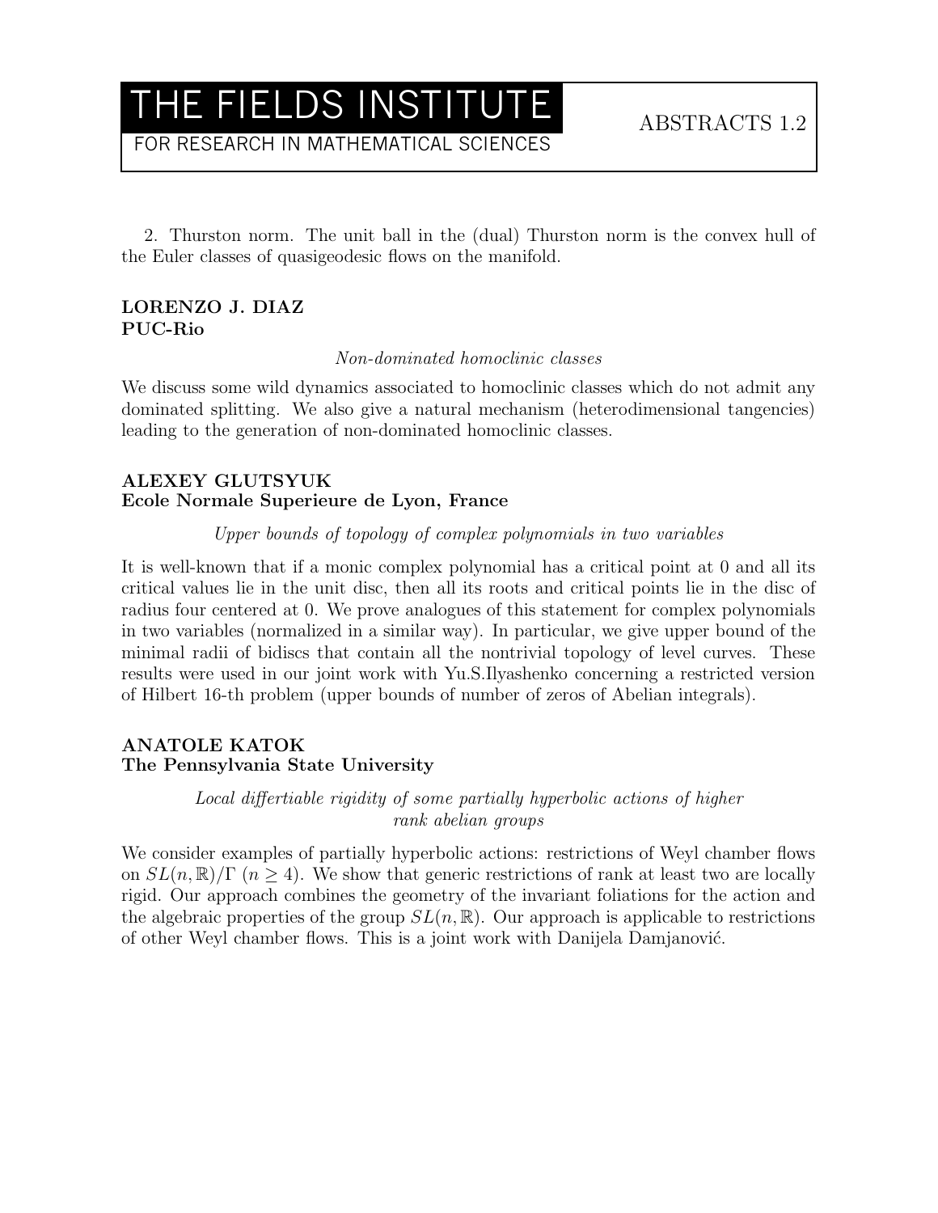2. Thurston norm. The unit ball in the (dual) Thurston norm is the convex hull of the Euler classes of quasigeodesic flows on the manifold.

**LORENZO J. DIAZ**
**PUC-Rio**

*Non-dominated homoclinic classes*

We discuss some wild dynamics associated to homoclinic classes which do not admit any dominated splitting. We also give a natural mechanism (heterodimensional tangencies) leading to the generation of non-dominated homoclinic classes.

**ALEXEY GLUTSYUK**
**Ecole Normale Superieure de Lyon, France**

*Upper bounds of topology of complex polynomials in two variables*

It is well-known that if a monic complex polynomial has a critical point at 0 and all its critical values lie in the unit disc, then all its roots and critical points lie in the disc of radius four centered at 0. We prove analogues of this statement for complex polynomials in two variables (normalized in a similar way). In particular, we give upper bound of the minimal radii of bidiscs that contain all the nontrivial topology of level curves. These results were used in our joint work with Yu.S.Ilyashenko concerning a restricted version of Hilbert 16-th problem (upper bounds of number of zeros of Abelian integrals).

**ANATOLE KATOK**
**The Pennsylvania State University**

*Local differtiable rigidity of some partially hyperbolic actions of higher rank abelian groups*

We consider examples of partially hyperbolic actions: restrictions of Weyl chamber flows on $SL(n, \mathbb{R})/\Gamma$ ($n \geq 4$). We show that generic restrictions of rank at least two are locally rigid. Our approach combines the geometry of the invariant foliations for the action and the algebraic properties of the group $SL(n, \mathbb{R})$. Our approach is applicable to restrictions of other Weyl chamber flows. This is a joint work with Danijela Damjanović.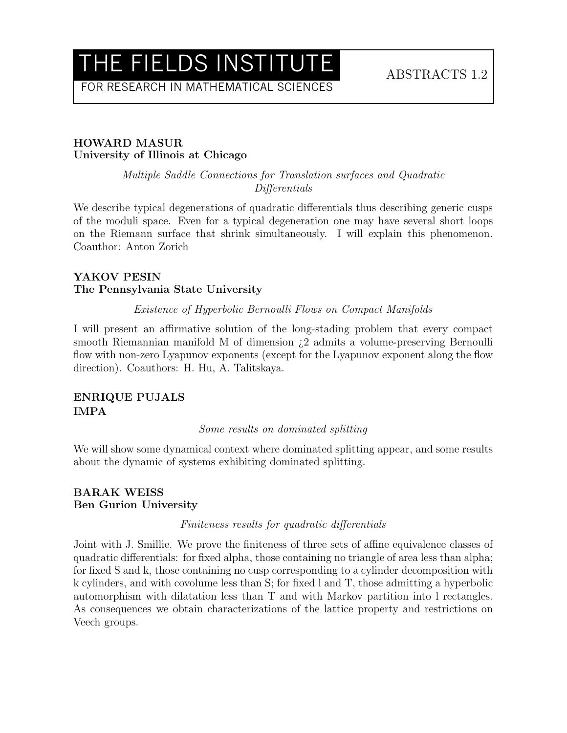# THE FIELDS INSTITUTE

FOR RESEARCH IN MATHEMATICAL SCIENCES

ABSTRACTS 1.2

**HOWARD MASUR**
**University of Illinois at Chicago**

*Multiple Saddle Connections for Translation surfaces and Quadratic Differentials*

We describe typical degenerations of quadratic differentials thus describing generic cusps of the moduli space. Even for a typical degeneration one may have several short loops on the Riemann surface that shrink simultaneously. I will explain this phenomenon. Coauthor: Anton Zorich

**YAKOV PESIN**
**The Pennsylvania State University**

*Existence of Hyperbolic Bernoulli Flows on Compact Manifolds*

I will present an affirmative solution of the long-stading problem that every compact smooth Riemannian manifold M of dimension ¿2 admits a volume-preserving Bernoulli flow with non-zero Lyapunov exponents (except for the Lyapunov exponent along the flow direction). Coauthors: H. Hu, A. Talitskaya.

**ENRIQUE PUJALS**
**IMPA**

*Some results on dominated splitting*

We will show some dynamical context where dominated splitting appear, and some results about the dynamic of systems exhibiting dominated splitting.

**BARAK WEISS**
**Ben Gurion University**

*Finiteness results for quadratic differentials*

Joint with J. Smillie. We prove the finiteness of three sets of affine equivalence classes of quadratic differentials: for fixed alpha, those containing no triangle of area less than alpha; for fixed S and k, those containing no cusp corresponding to a cylinder decomposition with k cylinders, and with covolume less than S; for fixed l and T, those admitting a hyperbolic automorphism with dilatation less than T and with Markov partition into l rectangles. As consequences we obtain characterizations of the lattice property and restrictions on Veech groups.